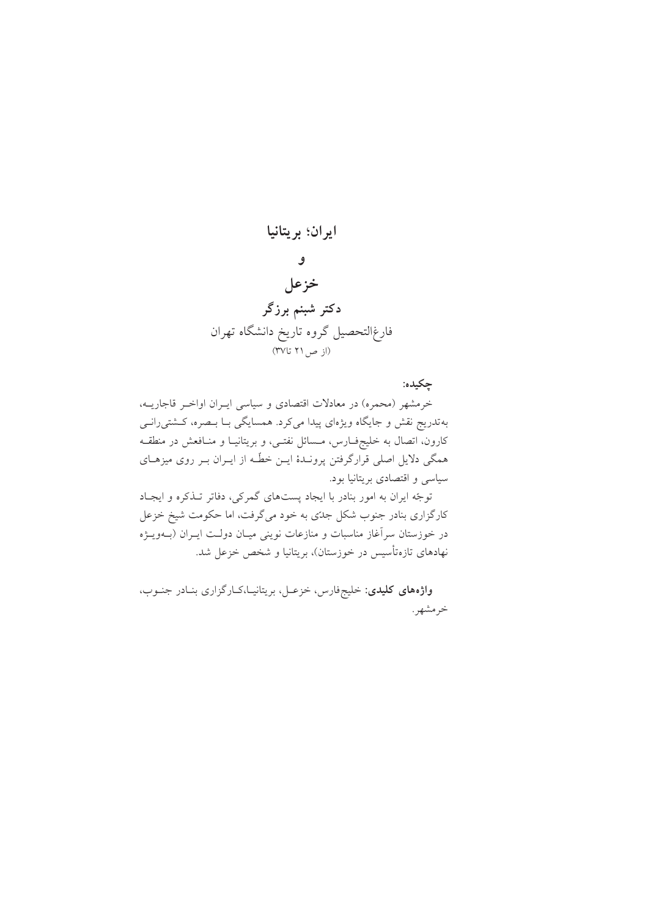# ایران؛ بریتانیا

# و

# خزعل

**دکتر شبنم برزگر**

فارغ‌التحصیل گروه تاریخ دانشگاه تهران

(از ص ۲۱ تا ۳۷)

**چکیده:**

خرمشهر (محمره) در معادلات اقتصادی و سیاسی ایـران اواخـر قاجاریـه، به‌تدریج نقش و جایگاه ویژه‌ای پیدا می‌کرد. همسایگی بـا بـصره، کـشتی‌رانـی کارون، اتصال به خلیج‌فـارس، مـسائل نفتـی، و بریتانیـا و منـافعش در منطقـه همگی دلایل اصلی قرارگرفتن پرونـدهٔ ایـن خطّـه از ایـران بـر روی میزهـای سیاسی و اقتصادی بریتانیا بود.

توجّه ایران به امور بنادر با ایجاد پست‌های گمرکی، دفاتر تـذکره و ایجـاد کارگزاری بنادر جنوب شکل جدّی به خود می‌گرفت، اما حکومت شیخ خزعل در خوزستان سرآغاز مناسبات و منازعات نوینی میـان دولـت ایـران (بـه‌ویـژه نهادهای تازه‌تأسیس در خوزستان)، بریتانیا و شخص خزعل شد.

**واژه‌های کلیدی**: خلیج‌فارس، خزعـل، بریتانیـا،کـارگزاری بنـادر جنـوب، خرمشهر.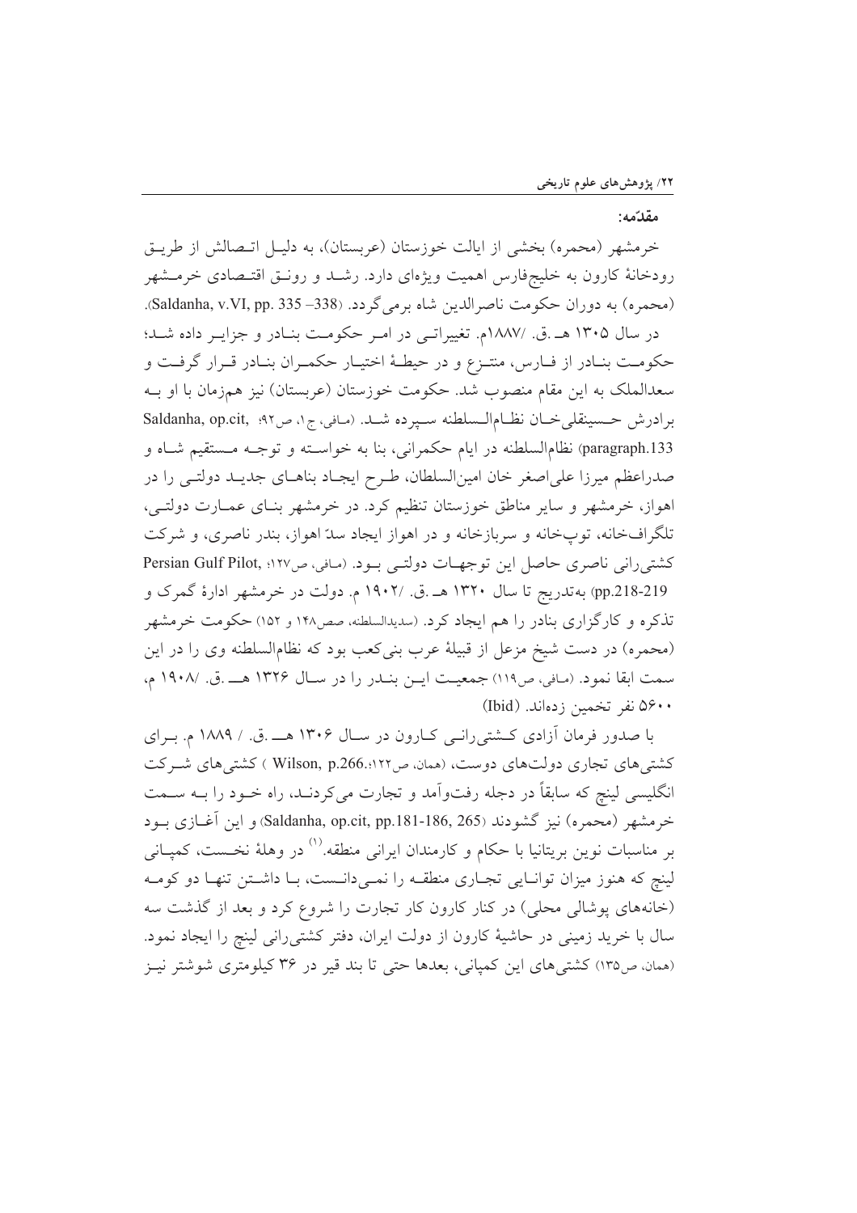## مقدّمه:

خرمشهر (محمره) بخشی از ایالت خوزستان (عربستان)، به دلیل اتصالش از طریق رودخانهٔ کارون به خلیج‌فارس اهمیت ویژه‌ای دارد. رشد و رونق اقتصادی خرمشهر (محمره) به دوران حکومت ناصرالدین شاه برمی‌گردد. (Saldanha, v.VI, pp. 335 –338).

در سال ۱۳۰۵ هـ.ق. /۱۸۸۷م. تغییراتی در امر حکومت بنادر و جزایر داده شد؛ حکومت بنادر از فارس، منتزع و در حیطهٔ اختیار حکمران بنادر قرار گرفت و سعدالملک به این مقام منصوب شد. حکومت خوزستان (عربستان) نیز هم‌زمان با او به برادرش حسینقلی‌خان نظام‌السلطنه سپرده شد. (مافی، ج۱، ص۹۲؛ Saldanha, op.cit, paragraph.133) نظام‌السلطنه در ایام حکمرانی، بنا به خواسته و توجه مستقیم شاه و صدراعظم میرزا علی‌اصغر خان امین‌السلطان، طرح ایجاد بناهای جدید دولتی را در اهواز، خرمشهر و سایر مناطق خوزستان تنظیم کرد. در خرمشهر بنای عمارت دولتی، تلگراف‌خانه، توپ‌خانه و سربازخانه و در اهواز ایجاد سدّ اهواز، بندر ناصری، و شرکت کشتی‌رانی ناصری حاصل این توجهات دولتی بود. (مافی، ص۱۲۷؛ Persian Gulf Pilot, pp.218-219) به‌تدریج تا سال ۱۳۲۰ هـ.ق. /۱۹۰۲ م. دولت در خرمشهر ادارهٔ گمرک و تذکره و کارگزاری بنادر را هم ایجاد کرد. (سدیدالسلطنه، صص۱۴۸ و ۱۵۲) حکومت خرمشهر (محمره) در دست شیخ مزعل از قبیلهٔ عرب بنی‌کعب بود که نظام‌السلطنه وی را در این سمت ابقا نمود. (مافی، ص۱۱۹) جمعیت این بندر را در سال ۱۳۲۶ هـ.ق. /۱۹۰۸ م، ۵۶۰۰ نفر تخمین زده‌اند. (Ibid)

با صدور فرمان آزادی کشتی‌رانی کارون در سال ۱۳۰۶ هـ.ق. / ۱۸۸۹ م. برای کشتی‌های تجاری دولت‌های دوست، (همان، ص۱۲۲؛ Wilson, p.266.) کشتی‌های شرکت انگلیسی لینچ که سابقاً در دجله رفت‌وآمد و تجارت می‌کردند، راه خود را به سمت خرمشهر (محمره) نیز گشودند (Saldanha, op.cit, pp.181-186, 265) و این آغازی بود بر مناسبات نوین بریتانیا با حکام و کارمندان ایرانی منطقه.[1] در وهلهٔ نخست، کمپانی لینچ که هنوز میزان توانایی تجاری منطقه را نمی‌دانست، با داشتن تنها دو کومه (خانه‌های پوشالی محلی) در کنار کارون کار تجارت را شروع کرد و بعد از گذشت سه سال با خرید زمینی در حاشیهٔ کارون از دولت ایران، دفتر کشتی‌رانی لینچ را ایجاد نمود. (همان، ص۱۳۵) کشتی‌های این کمپانی، بعدها حتی تا بند قیر در ۳۶ کیلومتری شوشتر نیز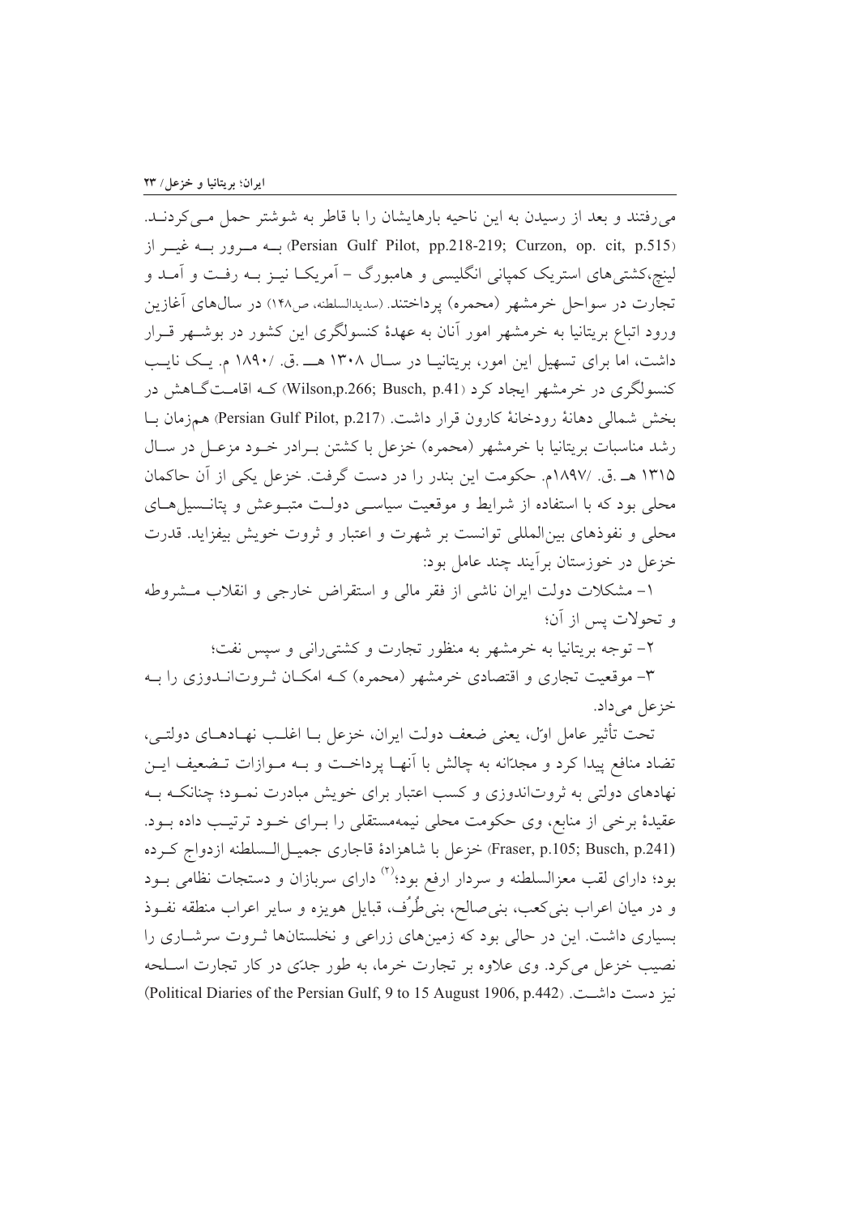می‌رفتند و بعد از رسیدن به این ناحیه بارهایشان را با قاطر به شوشتر حمل می‌کردند. (Persian Gulf Pilot, pp.218-219; Curzon, op. cit, p.515) به مرور به غیر از لینچ،کشتی‌های استریک کمپانی انگلیسی و هامبورگ - آمریکا نیز به رفت و آمد و تجارت در سواحل خرمشهر (محمره) پرداختند. (سدیدالسلطنه، ص۱۴۸) در سال‌های آغازین ورود اتباع بریتانیا به خرمشهر امور آنان به عهدهٔ کنسولگری این کشور در بوشهر قرار داشت، اما برای تسهیل این امور، بریتانیا در سال ۱۳۰۸ هـ.ق. /۱۸۹۰ م. یک نایب کنسولگری در خرمشهر ایجاد کرد (Wilson,p.266; Busch, p.41) که اقامتگاهش در بخش شمالی دهانهٔ رودخانهٔ کارون قرار داشت. (Persian Gulf Pilot, p.217) هم‌زمان با رشد مناسبات بریتانیا با خرمشهر (محمره) خزعل با کشتن برادر خود مزعل در سال ۱۳۱۵ هـ.ق. /۱۸۹۷م. حکومت این بندر را در دست گرفت. خزعل یکی از آن حاکمان محلی بود که با استفاده از شرایط و موقعیت سیاسی دولت متبوعش و پتانسیل‌های محلی و نفوذهای بین‌المللی توانست بر شهرت و اعتبار و ثروت خویش بیفزاید. قدرت خزعل در خوزستان برآیند چند عامل بود:

۱- مشکلات دولت ایران ناشی از فقر مالی و استقراض خارجی و انقلاب مشروطه و تحولات پس از آن؛

۲- توجه بریتانیا به خرمشهر به منظور تجارت و کشتیرانی و سپس نفت؛

۳- موقعیت تجاری و اقتصادی خرمشهر (محمره) که امکان ثروت‌اندوزی را به خزعل می‌داد.

تحت تأثیر عامل اوّل، یعنی ضعف دولت ایران، خزعل با اغلب نهادهای دولتی، تضاد منافع پیدا کرد و مجدّانه به چالش با آنها پرداخت و به موازات تضعیف این نهادهای دولتی به ثروت‌اندوزی و کسب اعتبار برای خویش مبادرت نمود؛ چنانکه به عقیدهٔ برخی از منابع، وی حکومت محلی نیمه‌مستقلی را برای خود ترتیب داده بود. (Fraser, p.105; Busch, p.241) خزعل با شاهزادهٔ قاجاری جمیل‌السلطنه ازدواج کرده بود؛ دارای لقب معزالسلطنه و سردار ارفع بود؛[۲] دارای سربازان و دستجات نظامی بود و در میان اعراب بنی‌کعب، بنی‌صالح، بنی‌طُرُف، قبایل هویزه و سایر اعراب منطقه نفوذ بسیاری داشت. این در حالی بود که زمین‌های زراعی و نخلستان‌ها ثروت سرشاری را نصیب خزعل می‌کرد. وی علاوه بر تجارت خرما، به طور جدّی در کار تجارت اسلحه نیز دست داشت. (Political Diaries of the Persian Gulf, 9 to 15 August 1906, p.442)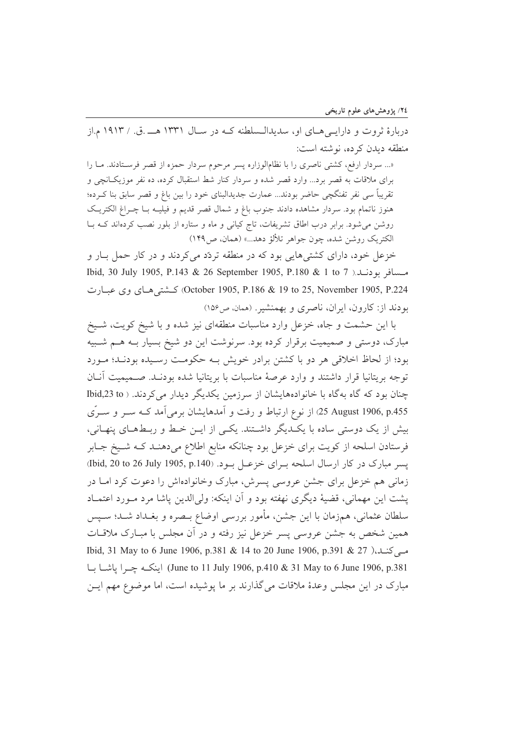دربارهٔ ثروت و دارایی‌های او، سدیدالسلطنه که در سال ۱۳۳۱ هـ.ق. / ۱۹۱۳ م.از منطقه دیدن کرده، نوشته است:

«... سردار ارفع، کشتی ناصری را با نظام‌الوزاره پسر مرحوم سردار حمزه از قصر فرستادند. ما را برای ملاقات به قصر برد... وارد قصر شده و سردار کنار شط استقبال کرده، ده نفر موزیکانچی و تقریباً سی نفر تفنگچی حاضر بودند... عمارت جدیدالبنای خود را بین باغ و قصر سابق بنا کرده؛ هنوز ناتمام بود. سردار مشاهده دادند جنوب باغ و شمال قصر قدیم و فیلیه با چراغ الکتریک روشن می‌شود. برابر درب اطاق تشریفات، تاج کیانی و ماه و ستاره از بلور نصب کرده‌اند که با الکتریک روشن شده، چون جواهر تلألؤ دهد...» (همان، ص۱۴۹)

خزعل خود، دارای کشتی‌هایی بود که در منطقه تردّد می‌کردند و در کار حمل بار و مسافر بودند.( Ibid, 30 July 1905, P.143 & 26 September 1905, P.180 & 1 to 7 October 1905, P.186 & 19 to 25, November 1905, P.224) کشتی‌های وی عبارت بودند از: کارون، ایران، ناصری و بهمنشیر. (همان، ص۱۵۶)

با این حشمت و جاه، خزعل وارد مناسبات منطقه‌ای نیز شده و با شیخ کویت، شیخ مبارک، دوستی و صمیمیت برقرار کرده بود. سرنوشت این دو شیخ بسیار به هم شبیه بود؛ از لحاظ اخلاقی هر دو با کشتن برادر خویش به حکومت رسیده بودند؛ مورد توجه بریتانیا قرار داشتند و وارد عرصهٔ مناسبات با بریتانیا شده بودند. صمیمیت آنان چنان بود که گاه به‌گاه با خانواده‌هایشان از سرزمین یکدیگر دیدار می‌کردند. ( Ibid,23 to 25 August 1906, p.455) از نوع ارتباط و رفت و آمدهایشان برمی‌آمد که سر و سرّی بیش از یک دوستی ساده با یکدیگر داشتند. یکی از این خط و ربط‌های پنهانی، فرستادن اسلحه از کویت برای خزعل بود چنانکه منابع اطلاع می‌دهند که شیخ جابر پسر مبارک در کار ارسال اسلحه برای خزعل بود. (Ibid, 20 to 26 July 1905, p.140)

زمانی هم خزعل برای جشن عروسی پسرش، مبارک وخانواده‌اش را دعوت کرد اما در پشت این مهمانی، قضیهٔ دیگری نهفته بود و آن اینکه: ولی‌الدین پاشا مرد مورد اعتماد سلطان عثمانی، همزمان با این جشن، مأمور بررسی اوضاع بصره و بغداد شد؛ سپس همین شخص به جشن عروسی پسر خزعل نیز رفته و در آن مجلس با مبارک ملاقات می‌کند.( Ibid, 31 May to 6 June 1906, p.381 & 14 to 20 June 1906, p.391 & 27 June to 11 July 1906, p.410 & 31 May to 6 June 1906, p.381) اینکه چرا پاشا با مبارک در این مجلس وعدهٔ ملاقات می‌گذارند بر ما پوشیده است، اما موضوع مهم این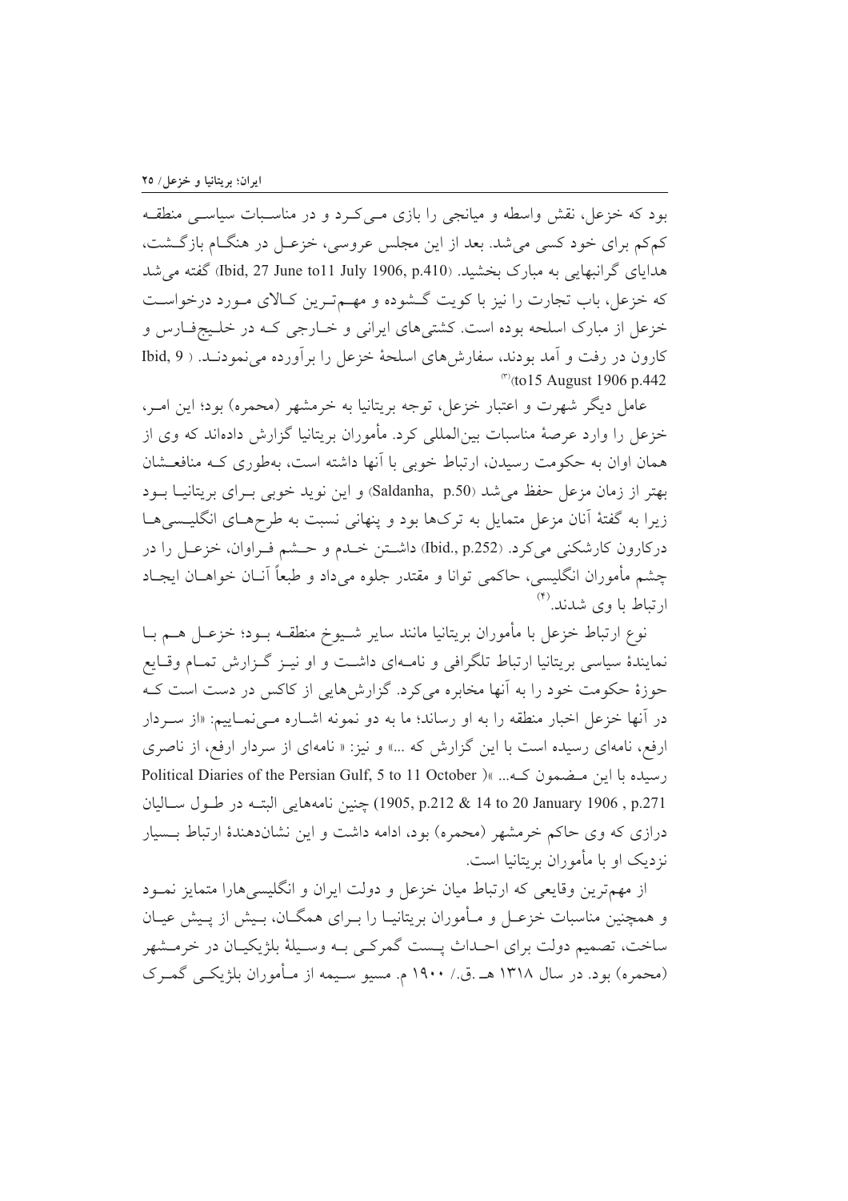بود که خزعل، نقش واسطه و میانجی را بازی می‌کرد و در مناسبات سیاسی منطقه کم‌کم برای خود کسی می‌شد. بعد از این مجلس عروسی، خزعل در هنگام بازگشت، هدایای گرانبهایی به مبارک بخشید. (Ibid, 27 June to11 July 1906, p.410) گفته می‌شد که خزعل، باب تجارت را نیز با کویت گشوده و مهم‌ترین کالای مورد درخواست خزعل از مبارک اسلحه بوده است. کشتی‌های ایرانی و خارجی که در خلیج‌فارس و کارون در رفت و آمد بودند، سفارش‌های اسلحهٔ خزعل را برآورده می‌نمودند. (Ibid, 9 to15 August 1906 p.442)[۳]

عامل دیگر شهرت و اعتبار خزعل، توجه بریتانیا به خرمشهر (محمره) بود؛ این امر، خزعل را وارد عرصهٔ مناسبات بین‌المللی کرد. مأموران بریتانیا گزارش داده‌اند که وی از همان اوان به حکومت رسیدن، ارتباط خوبی با آنها داشته است، به‌طوری که منافعشان بهتر از زمان مزعل حفظ می‌شد (Saldanha, p.50) و این نوید خوبی برای بریتانیا بود زیرا به گفتهٔ آنان مزعل متمایل به ترک‌ها بود و پنهانی نسبت به طرح‌های انگلیسی‌ها درکارون کارشکنی می‌کرد. (Ibid., p.252) داشتن خدم و حشم فراوان، خزعل را در چشم مأموران انگلیسی، حاکمی توانا و مقتدر جلوه می‌داد و طبعاً آنان خواهان ایجاد ارتباط با وی شدند.[۴]

نوع ارتباط خزعل با مأموران بریتانیا مانند سایر شیوخ منطقه بود؛ خزعل هم با نمایندهٔ سیاسی بریتانیا ارتباط تلگرافی و نامه‌ای داشت و او نیز گزارش تمام وقایع حوزهٔ حکومت خود را به آنها مخابره می‌کرد. گزارش‌هایی از کاکس در دست است که در آنها خزعل اخبار منطقه را به او رساند؛ ما به دو نمونه اشاره می‌نماییم: «از سردار ارفع، نامه‌ای رسیده است با این گزارش که ...» و نیز: « نامه‌ای از سردار ارفع، از ناصری رسیده با این مضمون که... » (Political Diaries of the Persian Gulf, 5 to 11 October 1905, p.212 & 14 to 20 January 1906 , p.271) چنین نامه‌هایی البته در طول سالیان درازی که وی حاکم خرمشهر (محمره) بود، ادامه داشت و این نشان‌دهندهٔ ارتباط بسیار نزدیک او با مأموران بریتانیا است.

از مهم‌ترین وقایعی که ارتباط میان خزعل و دولت ایران و انگلیسی‌هارا متمایز نمود و همچنین مناسبات خزعل و مأموران بریتانیا را برای همگان، بیش از پیش عیان ساخت، تصمیم دولت برای احداث پست گمرکی به وسیلهٔ بلژیکیان در خرمشهر (محمره) بود. در سال ۱۳۱۸ هـ.ق./ ۱۹۰۰ م. مسیو سیمه از مأموران بلژیکی گمرک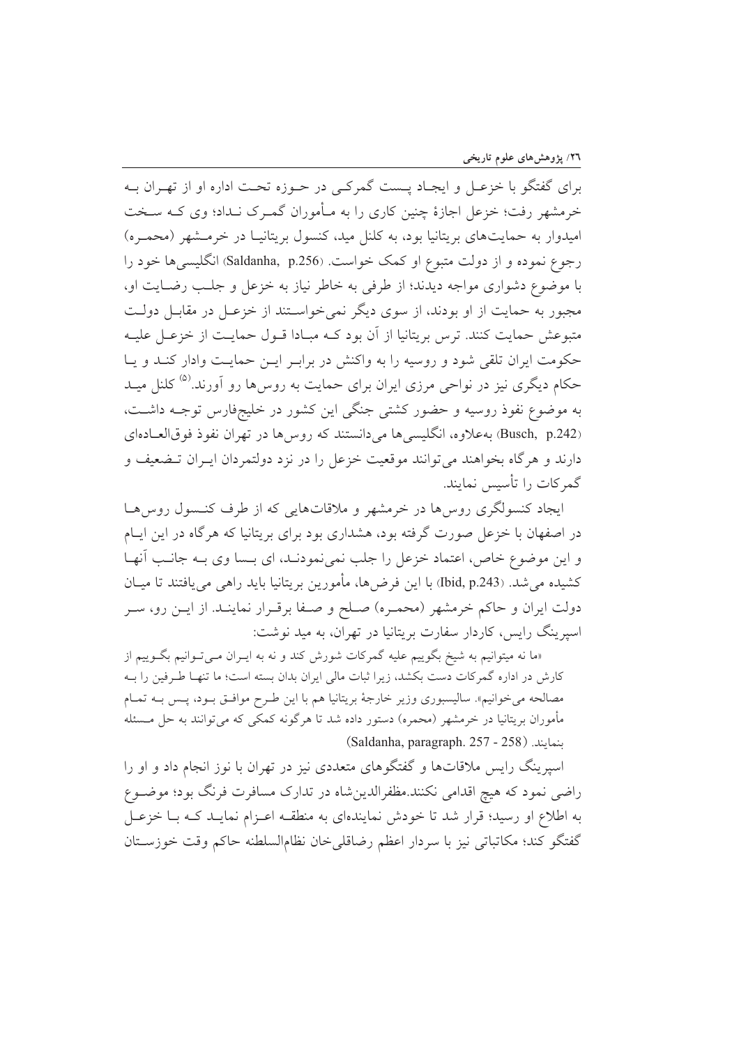برای گفتگو با خزعل و ایجاد پست گمرکی در حوزه تحت اداره او از تهران به خرمشهر رفت؛ خزعل اجازهٔ چنین کاری را به مأموران گمرک نداد؛ وی که سخت امیدوار به حمایت‌های بریتانیا بود، به کلنل مید، کنسول بریتانیا در خرمشهر (محمره) رجوع نموده و از دولت متبوع او کمک خواست. (Saldanha, p.256) انگلیسی‌ها خود را با موضوع دشواری مواجه دیدند؛ از طرفی به خاطر نیاز به خزعل و جلب رضایت او، مجبور به حمایت از او بودند، از سوی دیگر نمی‌خواستند از خزعل در مقابل دولت متبوعش حمایت کنند. ترس بریتانیا از آن بود که مبادا قول حمایت از خزعل علیه حکومت ایران تلقی شود و روسیه را به واکنش در برابر این حمایت وادار کند و یا حکام دیگری نیز در نواحی مرزی ایران برای حمایت به روس‌ها رو آورند.[۵] کلنل مید به موضوع نفوذ روسیه و حضور کشتی جنگی این کشور در خلیج‌فارس توجه داشت، (Busch, p.242) به‌علاوه، انگلیسی‌ها می‌دانستند که روس‌ها در تهران نفوذ فوق‌العاده‌ای دارند و هرگاه بخواهند می‌توانند موقعیت خزعل را در نزد دولتمردان ایران تضعیف و گمرکات را تأسیس نمایند.

ایجاد کنسولگری روس‌ها در خرمشهر و ملاقات‌هایی که از طرف کنسول روس‌ها در اصفهان با خزعل صورت گرفته بود، هشداری بود برای بریتانیا که هرگاه در این ایام و این موضوع خاص، اعتماد خزعل را جلب نمی‌نمودند، ای بسا وی به جانب آنها کشیده می‌شد. (Ibid, p.243) با این فرض‌ها، مأمورین بریتانیا باید راهی می‌یافتند تا میان دولت ایران و حاکم خرمشهر (محمره) صلح و صفا برقرار نمایند. از این رو، سر اسپرینگ رایس، کاردار سفارت بریتانیا در تهران، به مید نوشت:

«ما نه میتوانیم به شیخ بگوییم علیه گمرکات شورش کند و نه به ایران می‌توانیم بگوییم از کارش در اداره گمرکات دست بکشد، زیرا ثبات مالی ایران بدان بسته است؛ ما تنها طرفین را به مصالحه می‌خوانیم». سالیسبوری وزیر خارجهٔ بریتانیا هم با این طرح موافق بود، پس به تمام مأموران بریتانیا در خرمشهر (محمره) دستور داده شد تا هرگونه کمکی که می‌توانند به حل مسئله بنمایند. (Saldanha, paragraph. 257 - 258)

اسپرینگ رایس ملاقات‌ها و گفتگوهای متعددی نیز در تهران با نوز انجام داد و او را راضی نمود که هیچ اقدامی نکنند.مظفرالدین‌شاه در تدارک مسافرت فرنگ بود؛ موضوع به اطلاع او رسید؛ قرار شد تا خودش نماینده‌ای به منطقه اعزام نماید که با خزعل گفتگو کند؛ مکاتباتی نیز با سردار اعظم رضاقلی‌خان نظام‌السلطنه حاکم وقت خوزستان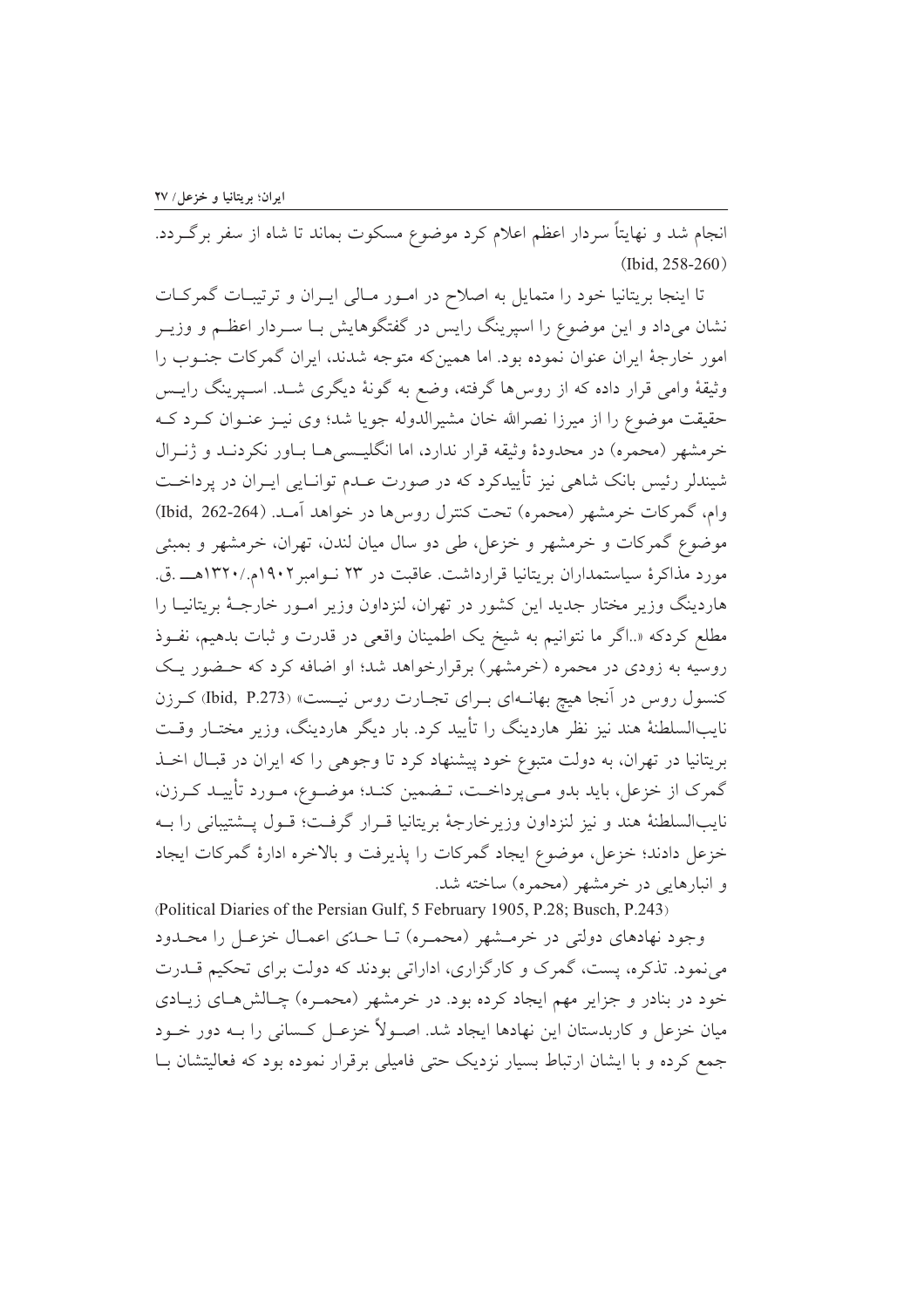انجام شد و نهایتاً سردار اعظم اعلام کرد موضوع مسکوت بماند تا شاه از سفر برگـردد. (Ibid, 258-260)

تا اینجا بریتانیا خود را متمایل به اصلاح در امـور مـالی ایـران و ترتیبـات گمرکـات نشان می‌داد و این موضوع را اسپرینگ رایس در گفتگوهایش بـا سـردار اعظـم و وزیـر امور خارجهٔ ایران عنوان نموده بود. اما همین‌که متوجه شدند، ایران گمرکات جنـوب را وثیقهٔ وامی قرار داده که از روس‌ها گرفته، وضع به گونهٔ دیگری شـد. اسـپرینگ رایـس حقیقت موضوع را از میرزا نصرالله خان مشیرالدوله جویا شد؛ وی نیـز عنـوان کـرد کـه خرمشهر (محمره) در محدودهٔ وثیقه قرار ندارد، اما انگلیـسی‌هـا بـاور نکردنـد و ژنـرال شیندلر رئیس بانک شاهی نیز تأییدکرد که در صورت عـدم توانـایی ایـران در پرداخـت وام، گمرکات خرمشهر (محمره) تحت کنترل روس‌ها در خواهد آمـد. (Ibid, 262-264) موضوع گمرکات و خرمشهر و خزعل، طی دو سال میان لندن، تهران، خرمشهر و بمبئی مورد مذاکرهٔ سیاستمداران بریتانیا قرارداشت. عاقبت در ۲۳ نـوامبر۱۹۰۲م./۱۳۲۰هــ .ق. هاردینگ وزیر مختار جدید این کشور در تهران، لنزداون وزیر امـور خارجـهٔ بریتانیـا را مطلع کردکه «..اگر ما نتوانیم به شیخ یک اطمینان واقعی در قدرت و ثبات بدهیم، نفـوذ روسیه به زودی در محمره (خرمشهر) برقرارخواهد شد؛ او اضافه کرد که حـضور یـک کنسول روس در آنجا هیچ بهانـه‌ای بـرای تجـارت روس نیـست» (Ibid, P.273) کـرزن نایب‌السلطنهٔ هند نیز نظر هاردینگ را تأیید کرد. بار دیگر هاردینگ، وزیر مختـار وقـت بریتانیا در تهران، به دولت متبوع خود پیشنهاد کرد تا وجوهی را که ایران در قبـال اخـذ گمرک از خزعل، باید بدو مـی‌پرداخـت، تـضمین کنـد؛ موضـوع، مـورد تأییـد کـرزن، نایب‌السلطنهٔ هند و نیز لنزداون وزیرخارجهٔ بریتانیا قـرار گرفـت؛ قـول پـشتیبانی را بـه خزعل دادند؛ خزعل، موضوع ایجاد گمرکات را پذیرفت و بالاخره ادارهٔ گمرکات ایجاد و انبارهایی در خرمشهر (محمره) ساخته شد.

(Political Diaries of the Persian Gulf, 5 February 1905, P.28; Busch, P.243)

وجود نهادهای دولتی در خرمـشهر (محمـره) تـا حـدّی اعمـال خزعـل را محـدود می‌نمود. تذکره، پست، گمرک و کارگزاری، اداراتی بودند که دولت برای تحکیم قـدرت خود در بنادر و جزایر مهم ایجاد کرده بود. در خرمشهر (محمـره) چـالش‌هـای زیـادی میان خزعل و کاربدستان این نهادها ایجاد شد. اصـولاً خزعـل کـسانی را بـه دور خـود جمع کرده و با ایشان ارتباط بسیار نزدیک حتی فامیلی برقرار نموده بود که فعالیتشان بـا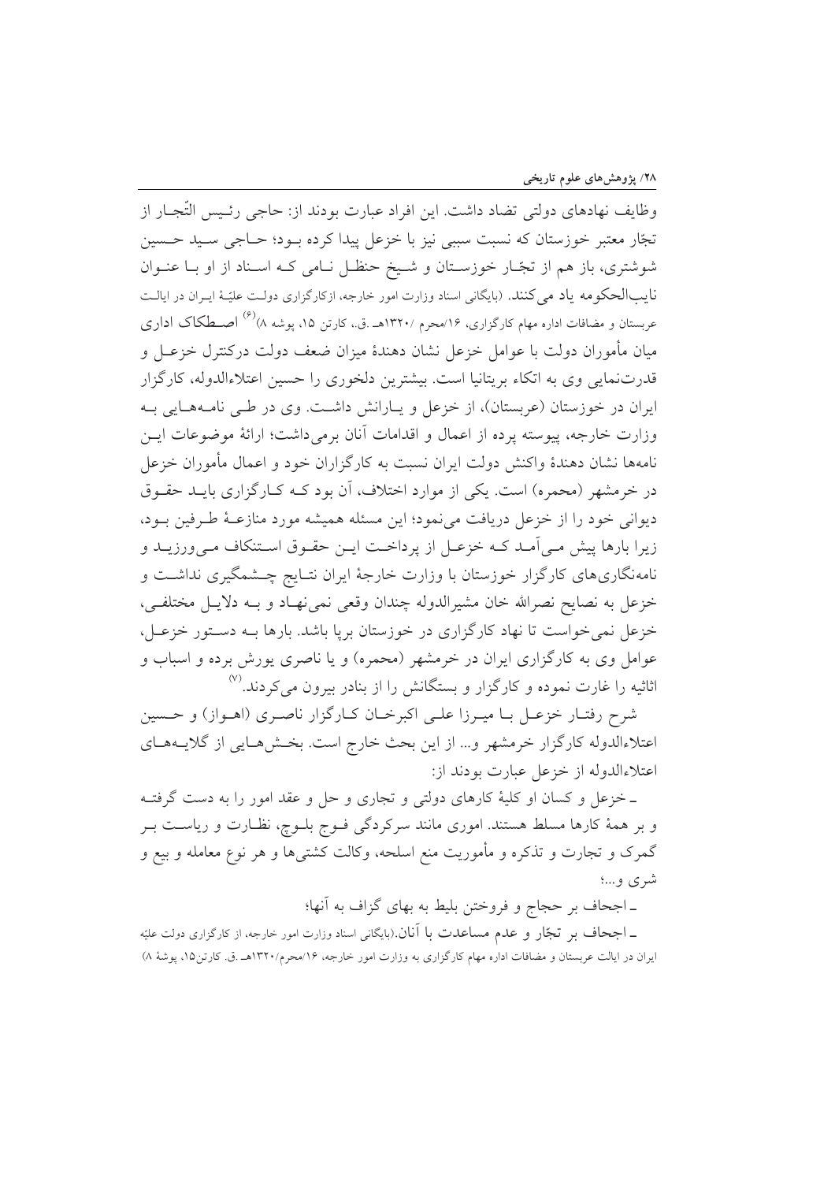وظایف نهادهای دولتی تضاد داشت. این افراد عبارت بودند از: حاجی رئیس التّجار از تجّار معتبر خوزستان که نسبت سببی نیز با خزعل پیدا کرده بود؛ حاجی سید حسین شوشتری، باز هم از تجّار خوزستان و شیخ حنظل نامی که اسناد از او با عنوان نایب‌الحکومه یاد می‌کنند. (بایگانی اسناد وزارت امور خارجه، ازکارگزاری دولت علیّهٔ ایران در ایالت عربستان و مضافات اداره مهام کارگزاری، ۱۶/محرم /۱۳۲۰هـ.ق.، کارتن ۱۵، پوشه ۸)[۶] اصطکاک اداری میان مأموران دولت با عوامل خزعل نشان دهندهٔ میزان ضعف دولت درکنترل خزعل و قدرت‌نمایی وی به اتکاء بریتانیا است. بیشترین دلخوری را حسین اعتلاءالدوله، کارگزار ایران در خوزستان (عربستان)، از خزعل و یارانش داشت. وی در طی نامه‌هایی به وزارت خارجه، پیوسته پرده از اعمال و اقدامات آنان برمی‌داشت؛ ارائهٔ موضوعات این نامه‌ها نشان دهندهٔ واکنش دولت ایران نسبت به کارگزاران خود و اعمال مأموران خزعل در خرمشهر (محمره) است. یکی از موارد اختلاف، آن بود که کارگزاری باید حقوق دیوانی خود را از خزعل دریافت می‌نمود؛ این مسئله همیشه مورد منازعهٔ طرفین بود، زیرا بارها پیش می‌آمد که خزعل از پرداخت این حقوق استنکاف می‌ورزید و نامه‌نگاری‌های کارگزار خوزستان با وزارت خارجهٔ ایران نتایج چشمگیری نداشت و خزعل به نصایح نصرالله خان مشیرالدوله چندان وقعی نمی‌نهاد و به دلایل مختلفی، خزعل نمی‌خواست تا نهاد کارگزاری در خوزستان برپا باشد. بارها به دستور خزعل، عوامل وی به کارگزاری ایران در خرمشهر (محمره) و یا ناصری یورش برده و اسباب و اثاثیه را غارت نموده و کارگزار و بستگانش را از بنادر بیرون می‌کردند.[۷]

شرح رفتار خزعل با میرزا علی اکبرخان کارگزار ناصری (اهواز) و حسین اعتلاءالدوله کارگزار خرمشهر و... از این بحث خارج است. بخش‌هایی از گلایه‌های اعتلاءالدوله از خزعل عبارت بودند از:

ـ خزعل و کسان او کلیهٔ کارهای دولتی و تجاری و حل و عقد امور را به دست گرفته و بر همهٔ کارها مسلط هستند. اموری مانند سرکردگی فوج بلوچ، نظارت و ریاست بر گمرک و تجارت و تذکره و مأموریت منع اسلحه، وکالت کشتی‌ها و هر نوع معامله و بیع و شری و...؛

ـ اجحاف بر حجاج و فروختن بلیط به بهای گزاف به آنها؛

ـ اجحاف بر تجّار و عدم مساعدت با آنان.(بایگانی اسناد وزارت امور خارجه، از کارگزاری دولت علیّه ایران در ایالت عربستان و مضافات اداره مهام کارگزاری به وزارت امور خارجه، ۱۶/محرم/۱۳۲۰هـ.ق. کارتن۱۵، پوشهٔ ۸)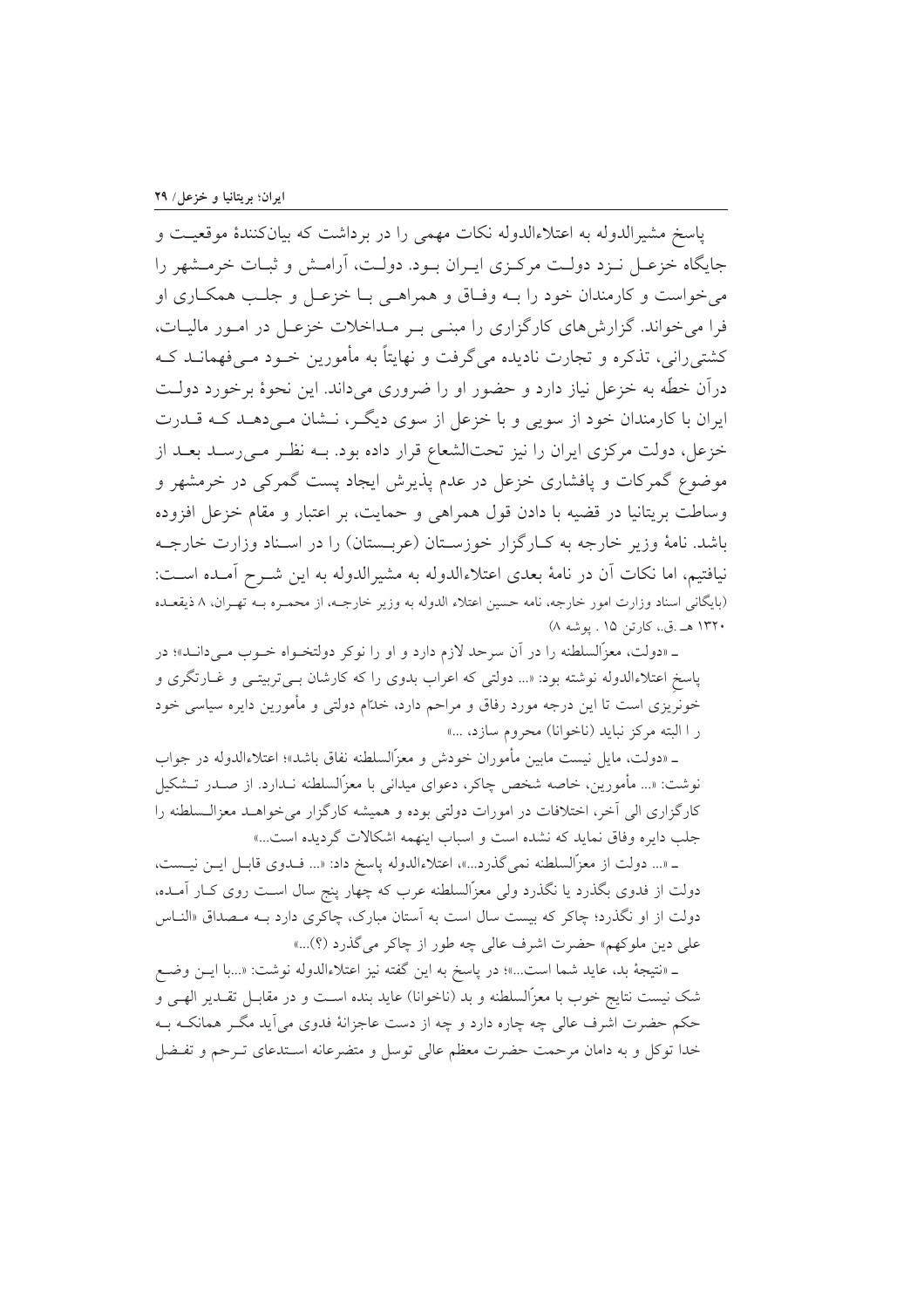پاسخ مشیرالدوله به اعتلاءالدوله نکات مهمی را در برداشت که بیان‌کنندهٔ موقعیت و جایگاه خزعل نزد دولت مرکزی ایران بود. دولت، آرامش و ثبات خرمشهر را می‌خواست و کارمندان خود را به وفاق و همراهی با خزعل و جلب همکاری او فرا می‌خواند. گزارش‌های کارگزاری را مبنی بر مداخلات خزعل در امور مالیات، کشتی‌رانی، تذکره و تجارت نادیده می‌گرفت و نهایتاً به مأمورین خود می‌فهماند که درآن خطّه به خزعل نیاز دارد و حضور او را ضروری می‌داند. این نحوهٔ برخورد دولت ایران با کارمندان خود از سویی و با خزعل از سوی دیگر، نشان می‌دهد که قدرت خزعل، دولت مرکزی ایران را نیز تحت‌الشعاع قرار داده بود. به نظر می‌رسد بعد از موضوع گمرکات و پافشاری خزعل در عدم پذیرش ایجاد پست گمرکی در خرمشهر و وساطت بریتانیا در قضیه با دادن قول همراهی و حمایت، بر اعتبار و مقام خزعل افزوده باشد. نامهٔ وزیر خارجه به کارگزار خوزستان (عربستان) را در اسناد وزارت خارجه نیافتیم، اما نکات آن در نامهٔ بعدی اعتلاءالدوله به مشیرالدوله به این شرح آمده است: (بایگانی اسناد وزارت امور خارجه، نامه حسین اعتلاء الدوله به وزیر خارجه، از محمره به تهران، ۸ ذیقعده ۱۳۲۰ هـ.ق.، کارتن ۱۵ . پوشه ۸)

ـ «دولت، معزّالسلطنه را در آن سرحد لازم دارد و او را نوکر دولتخواه خوب می‌داند»؛ در پاسخ اعتلاءالدوله نوشته بود: «... دولتی که اعراب بدوی را که کارشان بی‌تربیتی و غارتگری و خونریزی است تا این درجه مورد رفاق و مراحم دارد، خدّام دولتی و مأمورین دایره سیاسی خود را البته مرکز نباید (ناخوانا) محروم سازد، ...»

ـ «دولت، مایل نیست مابین مأموران خودش و معزّالسلطنه نفاق باشد»؛ اعتلاءالدوله در جواب نوشت: «... مأمورین، خاصه شخص چاکر، دعوای میدانی با معزّالسلطنه ندارد. از صدر تشکیل کارگزاری الی آخر، اختلافات در امورات دولتی بوده و همیشه کارگزار می‌خواهد معزالسلطنه را جلب دایره وفاق نماید که نشده است و اسباب اینهمه اشکالات گردیده است...»

ـ «... دولت از معزّالسلطنه نمی‌گذرد...»، اعتلاءالدوله پاسخ داد: «... فدوی قابل این نیست، دولت از فدوی بگذرد یا نگذرد ولی معزّالسلطنه عرب که چهار پنج سال است روی کار آمده، دولت از او نگذرد؛ چاکر که بیست سال است به آستان مبارک، چاکری دارد به مصداق «الناس علی دین ملوکهم» حضرت اشرف عالی چه طور از چاکر می‌گذرد (؟)...»

ـ «نتیجهٔ بد، عاید شما است...»؛ در پاسخ به این گفته نیز اعتلاءالدوله نوشت: «...با این وضع شک نیست نتایج خوب با معزّالسلطنه و بد (ناخوانا) عاید بنده است و در مقابل تقدیر الهی و حکم حضرت اشرف عالی چه چاره دارد و چه از دست عاجزانهٔ فدوی می‌آید مگر همانکه به خدا توکل و به دامان مرحمت حضرت معظم عالی توسل و متضرعانه استدعای ترحم و تفضل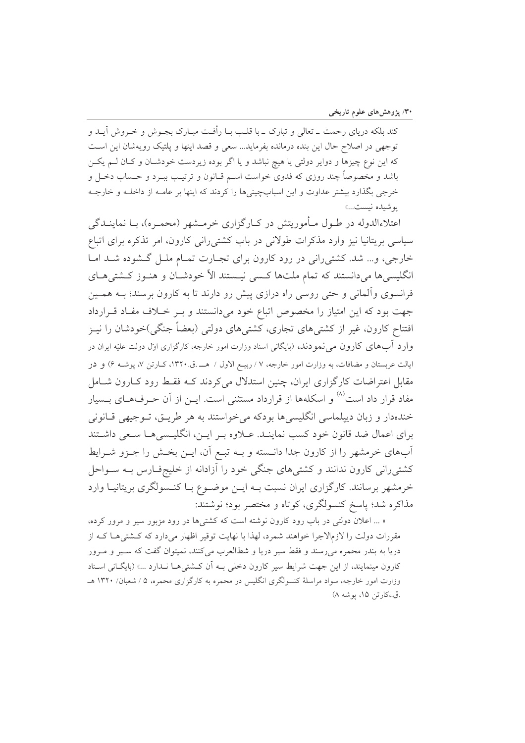کند بلکه دریای رحمت ـ تعالی و تبارک ـ با قلب با رأفت مبارک بجوش و خروش آید و توجهی در اصلاح حال این بنده درمانده بفرماید... سعی و قصد اینها و پلتیک رویه‌شان این است که این نوع چیزها و دوایر دولتی یا هیچ نباشد و یا اگر بوده زیردست خودشان و کان لم یکن باشد و مخصوصاً چند روزی که فدوی خواست اسم قانون و ترتیب ببرد و حساب دخل و خرجی بگذارد بیشتر عداوت و این اسباب‌چینی‌ها را کردند که اینها بر عامه از داخله و خارجه پوشیده نیست...»

اعتلاءالدوله در طول مأموریتش در کارگزاری خرمشهر (محمره)، با نمایندگی سیاسی بریتانیا نیز وارد مذکرات طولانی در باب کشتی‌رانی کارون، امر تذکره برای اتباع خارجی، و... شد. کشتی‌رانی در رود کارون برای تجارت تمام ملل گشوده شد اما انگلیسی‌ها می‌دانستند که تمام ملت‌ها کسی نیستند الاّ خودشان و هنوز کشتی‌های فرانسوی وآلمانی و حتی روسی راه درازی پیش رو دارند تا به کارون برسند؛ به همین جهت بود که این امتیاز را مخصوص اتباع خود می‌دانستند و بر خلاف مفاد قرارداد افتتاح کارون، غیر از کشتی‌های تجاری، کشتی‌های دولتی (بعضاً جنگی)خودشان را نیز وارد آب‌های کارون می‌نمودند، (بایگانی اسناد وزارت امور خارجه، کارگزاری اوّل دولت علیّه ایران در ایالت عربستان و مضافات، به وزارت امور خارجه، ۷ / ربیع الاول / هـ.ق.۱۳۲۰، کارتن ۷، پوشه ۶) و در مقابل اعتراضات کارگزاری ایران، چنین استدلال می‌کردند که فقط رود کارون شامل مفاد قرار داد است[۸] و اسکله‌ها از قرارداد مستثنی است. این از آن حرف‌های بسیار خنده‌دار و زبان دیپلماسی انگلیسی‌ها بودکه می‌خواستند به هر طریق، توجیهی قانونی برای اعمال ضد قانون خود کسب نمایند. علاوه بر این، انگلیسی‌ها سعی داشتند آب‌های خرمشهر را از کارون جدا دانسته و به تبع آن، این بخش را جزو شرایط کشتی‌رانی کارون ندانند و کشتی‌های جنگی خود را آزادانه از خلیج‌فارس به سواحل خرمشهر برسانند. کارگزاری ایران نسبت به این موضوع با کنسولگری بریتانیا وارد مذاکره شد؛ پاسخ کنسولگری، کوتاه و مختصر بود؛ نوشتند:

« ... اعلان دولتی در باب رود کارون نوشته است که کشتی‌ها در رود مزبور سیر و مرور کرده، مقررات دولت را لازم‌الاجرا خواهند شمرد، لهذا با نهایت توقیر اظهار می‌دارد که کشتی‌ها که از دریا به بندر محمره می‌رسند و فقط سیر دریا و شط‌العرب می‌کنند، نمیتوان گفت که سیر و مرور کارون مینمایند، از این جهت شرایط سیر کارون دخلی به آن کشتی‌ها ندارد ...» (بایگانی اسناد وزارت امور خارجه، سواد مراسلهٔ کنسولگری انگلیس در محمره به کارگزاری محمره، ۵ / شعبان/ ۱۳۲۰ هـ.ق.،کارتن ۱۵، پوشه ۸)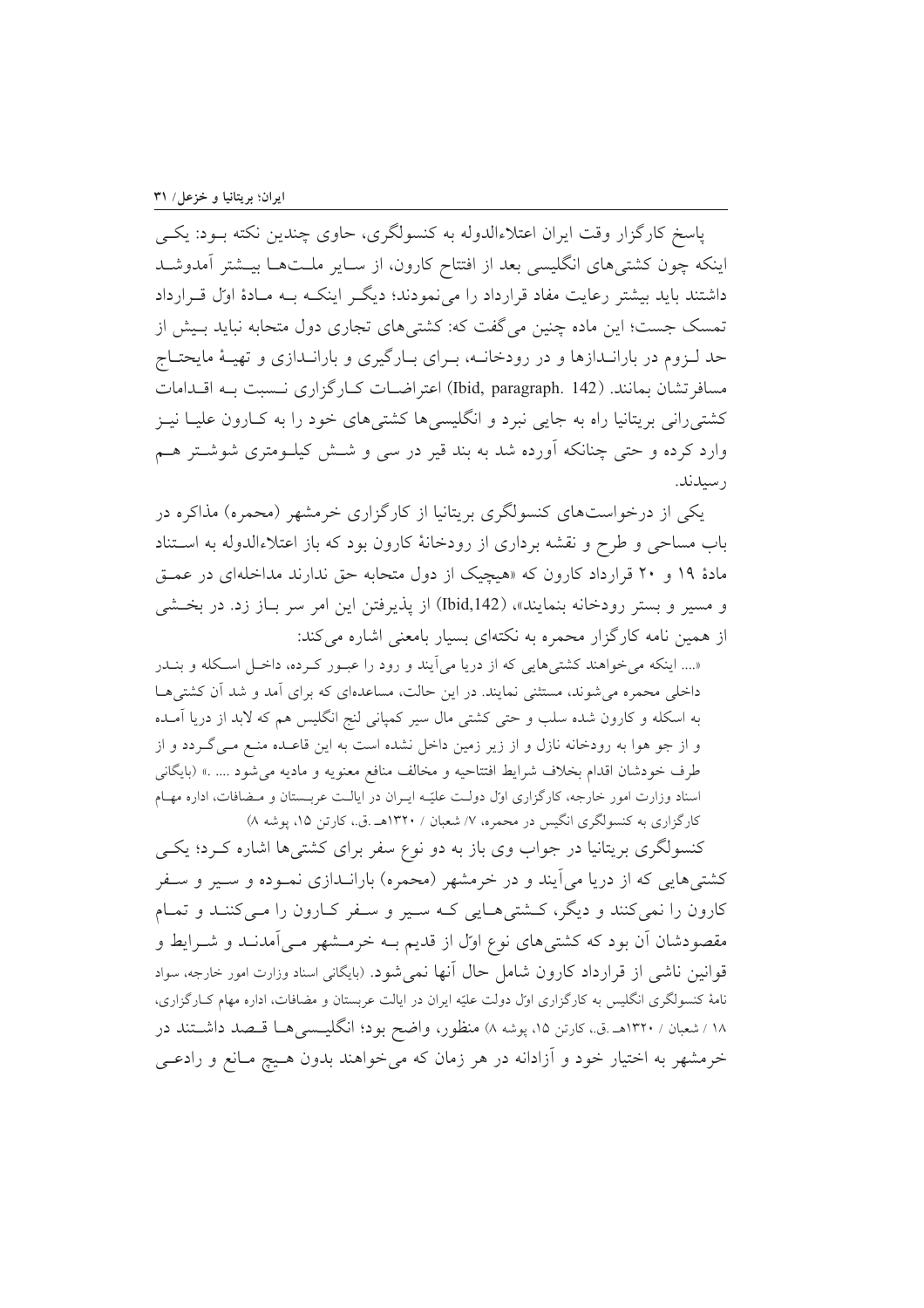پاسخ کارگزار وقت ایران اعتلاءالدوله به کنسولگری، حاوی چندین نکته بود: یکی اینکه چون کشتی‌های انگلیسی بعد از افتتاح کارون، از سایر ملت‌ها بیشتر آمدوشد داشتند باید بیشتر رعایت مفاد قرارداد را می‌نمودند؛ دیگر اینکه به مادهٔ اوّل قرارداد تمسک جست؛ این ماده چنین می‌گفت که: کشتی‌های تجاری دول متحابه نباید بیش از حد لزوم در بارانداز‌ها و در رودخانه، برای بارگیری و باراندازی و تهیهٔ مایحتاج مسافرتشان بمانند. (Ibid, paragraph. 142) اعتراضات کارگزاری نسبت به اقدامات کشتی‌رانی بریتانیا راه به جایی نبرد و انگلیسی‌ها کشتی‌های خود را به کارون علیا نیز وارد کرده و حتی چنانکه آورده شد به بند قیر در سی و شش کیلومتری شوشتر هم رسیدند.

یکی از درخواست‌های کنسولگری بریتانیا از کارگزاری خرمشهر (محمره) مذاکره در باب مساحی و طرح و نقشه برداری از رودخانهٔ کارون بود که باز اعتلاءالدوله به استناد مادهٔ ۱۹ و ۲۰ قرارداد کارون که «هیچیک از دول متحابه حق ندارند مداخله‌ای در عمق و مسیر و بستر رودخانه بنمایند»، (Ibid,142) از پذیرفتن این امر سر باز زد. در بخشی از همین نامه کارگزار محمره به نکته‌ای بسیار بامعنی اشاره می‌کند:

«.... اینکه می‌خواهند کشتی‌هایی که از دریا می‌آیند و رود را عبور کرده، داخل اسکله و بندر داخلی محمره می‌شوند، مستثنی نمایند. در این حالت، مساعده‌ای که برای آمد و شد آن کشتی‌ها به اسکله و کارون شده سلب و حتی کشتی مال سیر کمپانی لنج انگلیس هم که لابد از دریا آمده و از جو هوا به رودخانه نازل و از زیر زمین داخل نشده است به این قاعده منع می‌گردد و از طرف خودشان اقدام بخلاف شرایط افتتاحیه و مخالف منافع معنویه و مادیه می‌شود .... .» (بایگانی اسناد وزارت امور خارجه، کارگزاری اوّل دولت علیّه ایران در ایالت عربستان و مضافات، اداره مهام کارگزاری به کنسولگری انگیس در محمره، ۷/ شعبان / ۱۳۲۰هـ.ق.، کارتن ۱۵، پوشه ۸)

کنسولگری بریتانیا در جواب وی باز به دو نوع سفر برای کشتی‌ها اشاره کرد؛ یکی کشتی‌هایی که از دریا می‌آیند و در خرمشهر (محمره) باراندازی نموده و سیر و سفر کارون را نمی‌کنند و دیگر، کشتی‌هایی که سیر و سفر کارون را می‌کنند و تمام مقصودشان آن بود که کشتی‌های نوع اوّل از قدیم به خرمشهر می‌آمدند و شرایط و قوانین ناشی از قرارداد کارون شامل حال آنها نمی‌شود. (بایگانی اسناد وزارت امور خارجه، سواد نامهٔ کنسولگری انگلیس به کارگزاری اوّل دولت علیّه ایران در ایالت عربستان و مضافات، اداره مهام کارگزاری، ۱۸ / شعبان / ۱۳۲۰هـ.ق.، کارتن ۱۵، پوشه ۸) منظور، واضح بود؛ انگلیسی‌ها قصد داشتند در خرمشهر به اختیار خود و آزادانه در هر زمان که می‌خواهند بدون هیچ مانع و رادعی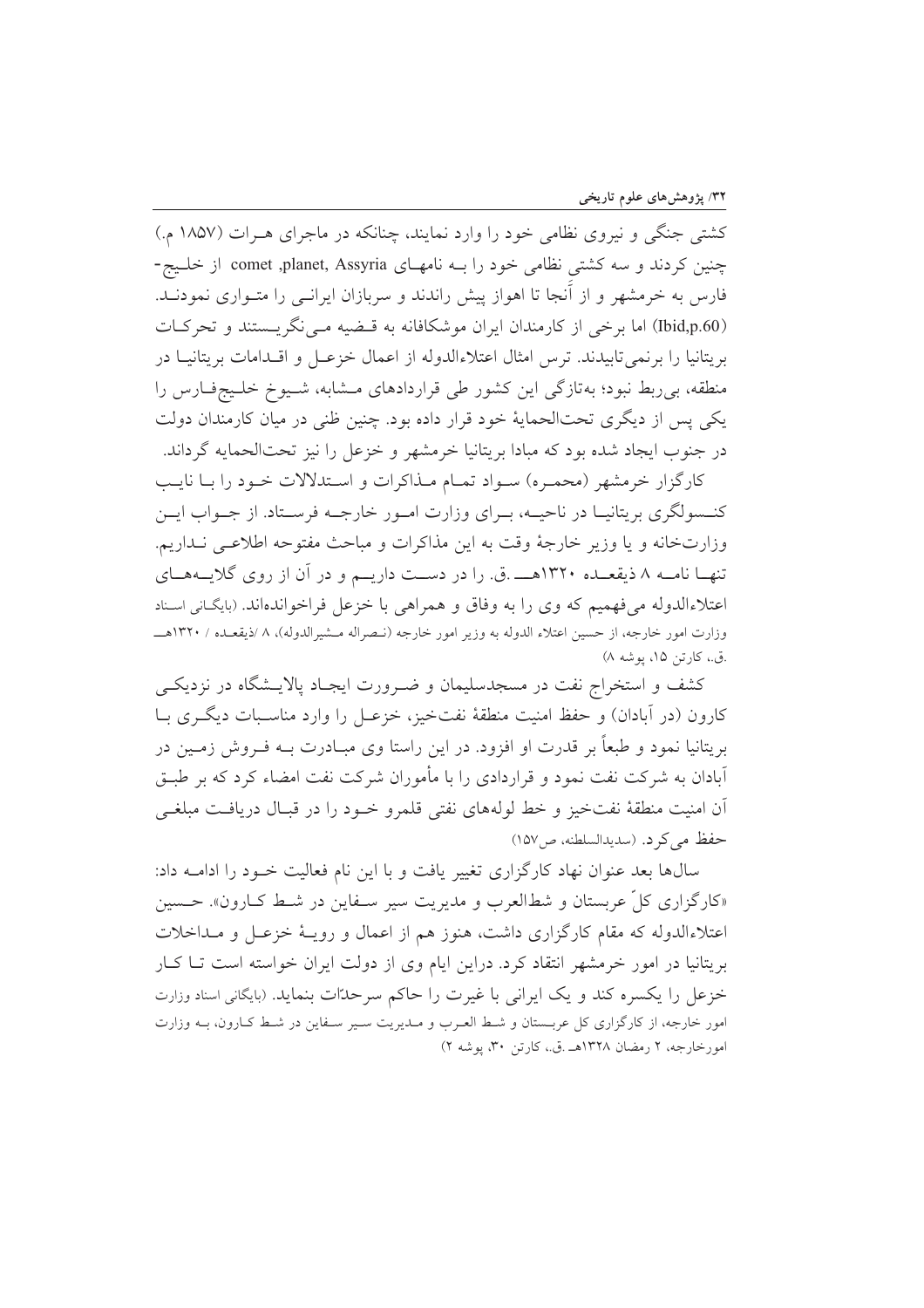کشتی جنگی و نیروی نظامی خود را وارد نمایند، چنانکه در ماجرای هرات (۱۸۵۷ م.) چنین کردند و سه کشتی نظامی خود را بـه نامهـای comet ,planet, Assyria از خلیج-فارس به خرمشهر و از آنجا تا اهواز پیش راندند و سربازان ایرانـی را متـواری نمودنـد. (Ibid,p.60) اما برخی از کارمندان ایران موشکافانه به قـضیه مـی‌نگریـستند و تحرکـات بریتانیا را برنمی‌تابیدند. ترس امثال اعتلاءالدوله از اعمال خزعـل و اقـدامات بریتانیـا در منطقه، بی‌ربط نبود؛ به‌تازگی این کشور طی قراردادهای مـشابه، شـیوخ خلـیج‌فـارس را یکی پس از دیگری تحت‌الحمایهٔ خود قرار داده بود. چنین ظنی در میان کارمندان دولت در جنوب ایجاد شده بود که مبادا بریتانیا خرمشهر و خزعل را نیز تحت‌الحمایه گرداند.

کارگزار خرمشهر (محمـره) سـواد تمـام مـذاکرات و اسـتدلالات خـود را بـا نایـب کنـسولگری بریتانیـا در ناحیـه، بـرای وزارت امـور خارجـه فرسـتاد. از جـواب ایـن وزارتخانه و یا وزیر خارجهٔ وقت به این مذاکرات و مباحث مفتوحه اطلاعـی نـداریم. تنهـا نامـه ۸ ذیقعـده ۱۳۲۰هــ .ق. را در دسـت داریـم و در آن از روی گلایـه‌هـای اعتلاءالدوله می‌فهمیم که وی را به وفاق و همراهی با خزعل فراخوانده‌اند. (بایگـانی اسـناد وزارت امور خارجه، از حسین اعتلاء الدوله به وزیر امور خارجه (نـصراله مـشیرالدوله)، ۸ /ذیقعـده / ۱۳۲۰هــ .ق.، کارتن ۱۵، پوشه ۸)

کشف و استخراج نفت در مسجدسلیمان و ضـرورت ایجـاد پالایـشگاه در نزدیکـی کارون (در آبادان) و حفظ امنیت منطقهٔ نفت‌خیز، خزعـل را وارد مناسـبات دیگـری بـا بریتانیا نمود و طبعاً بر قدرت او افزود. در این راستا وی مبـادرت بـه فـروش زمـین در آبادان به شرکت نفت نمود و قراردادی را با مأموران شرکت نفت امضاء کرد که بر طبـق آن امنیت منطقهٔ نفت‌خیز و خط لوله‌های نفتی قلمرو خـود را در قبـال دریافـت مبلغـی حفظ می‌کرد. (سدیدالسلطنه، ص۱۵۷)

سال‌ها بعد عنوان نهاد کارگزاری تغییر یافت و با این نام فعالیت خـود را ادامـه داد: «کارگزاری کلّ عربستان و شط‌العرب و مدیریت سیر سـفاین در شـط کـارون». حـسین اعتلاءالدوله که مقام کارگزاری داشت، هنوز هم از اعمال و رویـهٔ خزعـل و مـداخلات بریتانیا در امور خرمشهر انتقاد کرد. دراین ایام وی از دولت ایران خواسته است تـا کـار خزعل را یکسره کند و یک ایرانی با غیرت را حاکم سرحدّات بنماید. (بایگانی اسناد وزارت امور خارجه، از کارگزاری کل عربـستان و شـط العـرب و مـدیریت سـیر سـفاین در شـط کـارون، بـه وزارت امورخارجه، ۲ رمضان ۱۳۲۸هـ .ق.، کارتن ۳۰، پوشه ۲)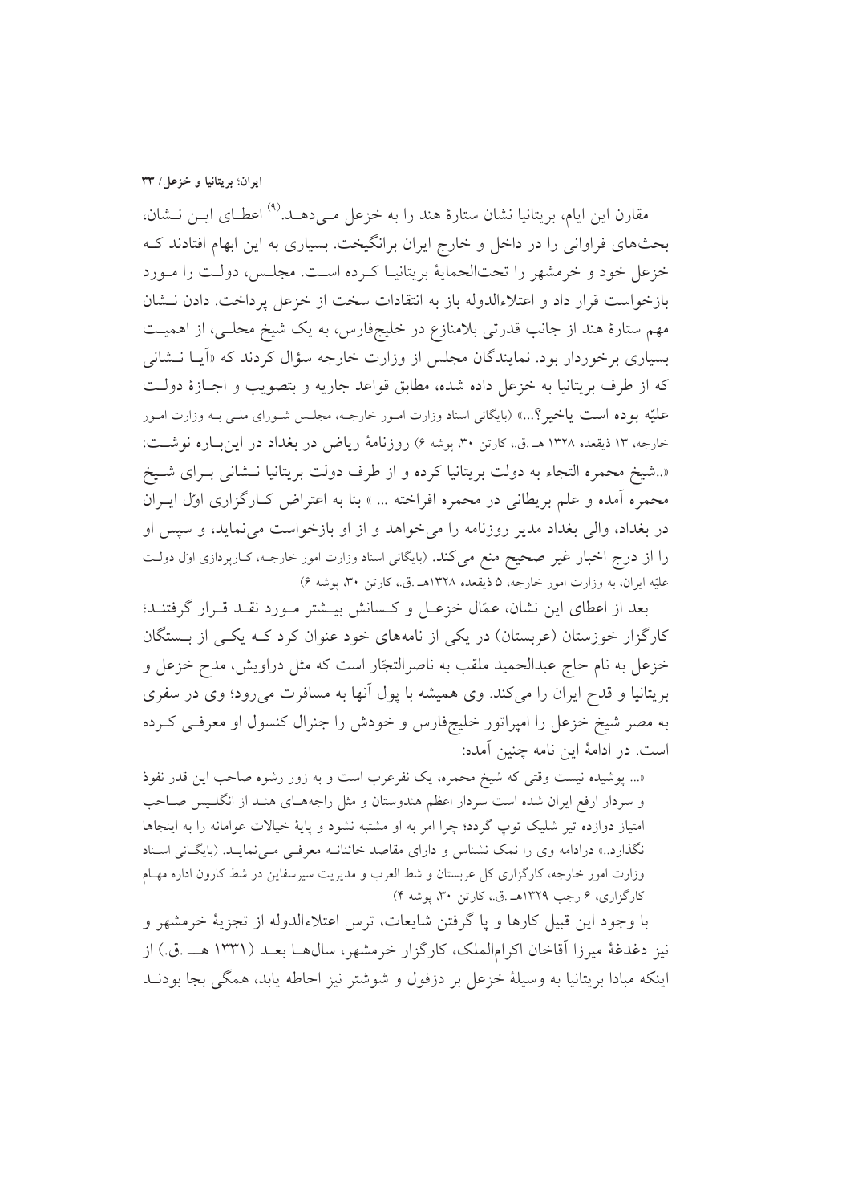مقارن این ایام، بریتانیا نشان ستارهٔ هند را به خزعل می‌دهد.[۹] اعطای این نشان، بحث‌های فراوانی را در داخل و خارج ایران برانگیخت. بسیاری به این ابهام افتادند که خزعل خود و خرمشهر را تحت‌الحمایهٔ بریتانیا کرده است. مجلس، دولت را مورد بازخواست قرار داد و اعتلاءالدوله باز به انتقادات سخت از خزعل پرداخت. دادن نشان مهم ستارهٔ هند از جانب قدرتی بلامنازع در خلیج‌فارس، به یک شیخ محلی، از اهمیت بسیاری برخوردار بود. نمایندگان مجلس از وزارت خارجه سؤال کردند که «آیا نشانی که از طرف بریتانیا به خزعل داده شده، مطابق قواعد جاریه و بتصویب و اجازهٔ دولت علیّه بوده است یاخیر؟...» (بایگانی اسناد وزارت امور خارجه، مجلس شورای ملی به وزارت امور خارجه، ۱۳ ذیقعده ۱۳۲۸ هـ.ق.، کارتن ۳۰، پوشه ۶) روزنامهٔ ریاض در بغداد در این‌باره نوشت: «..شیخ محمره التجاء به دولت بریتانیا کرده و از طرف دولت بریتانیا نشانی برای شیخ محمره آمده و علم بریطانی در محمره افراخته ... » بنا به اعتراض کارگزاری اوّل ایران در بغداد، والی بغداد مدیر روزنامه را می‌خواهد و از او بازخواست می‌نماید، و سپس او را از درج اخبار غیر صحیح منع می‌کند. (بایگانی اسناد وزارت امور خارجه، کارپردازی اوّل دولت علیّه ایران، به وزارت امور خارجه، ۵ ذیقعده ۱۳۲۸هـ.ق.، کارتن ۳۰، پوشه ۶)

بعد از اعطای این نشان، عمّال خزعل و کسانش بیشتر مورد نقد قرار گرفتند؛ کارگزار خوزستان (عربستان) در یکی از نامه‌های خود عنوان کرد که یکی از بستگان خزعل به نام حاج عبدالحمید ملقب به ناصرالتجّار است که مثل دراویش، مدح خزعل و بریتانیا و قدح ایران را می‌کند. وی همیشه با پول آنها به مسافرت می‌رود؛ وی در سفری به مصر شیخ خزعل را امپراتور خلیج‌فارس و خودش را جنرال کنسول او معرفی کرده است. در ادامهٔ این نامه چنین آمده:

«... پوشیده نیست وقتی که شیخ محمره، یک نفرعرب است و به زور رشوه صاحب این قدر نفوذ و سردار ارفع ایران شده است سردار اعظم هندوستان و مثل راجه‌های هند از انگلیس صاحب امتیاز دوازده تیر شلیک توپ گردد؛ چرا امر به او مشتبه نشود و پایهٔ خیالات عوامانه را به اینجاها نگذارد..» درادامه وی را نمک نشناس و دارای مقاصد خائنانه معرفی می‌نماید. (بایگانی اسناد وزارت امور خارجه، کارگزاری کل عربستان و شط العرب و مدیریت سیرسفاین در شط کارون اداره مهام کارگزاری، ۶ رجب ۱۳۲۹هـ.ق.، کارتن ۳۰، پوشه ۴)

با وجود این قبیل کارها و پا گرفتن شایعات، ترس اعتلاءالدوله از تجزیهٔ خرمشهر و نیز دغدغهٔ میرزا آقاخان اکرام‌الملک، کارگزار خرمشهر، سال‌ها بعد (۱۳۳۱ هـ.ق.) از اینکه مبادا بریتانیا به وسیلهٔ خزعل بر دزفول و شوشتر نیز احاطه یابد، همگی بجا بودند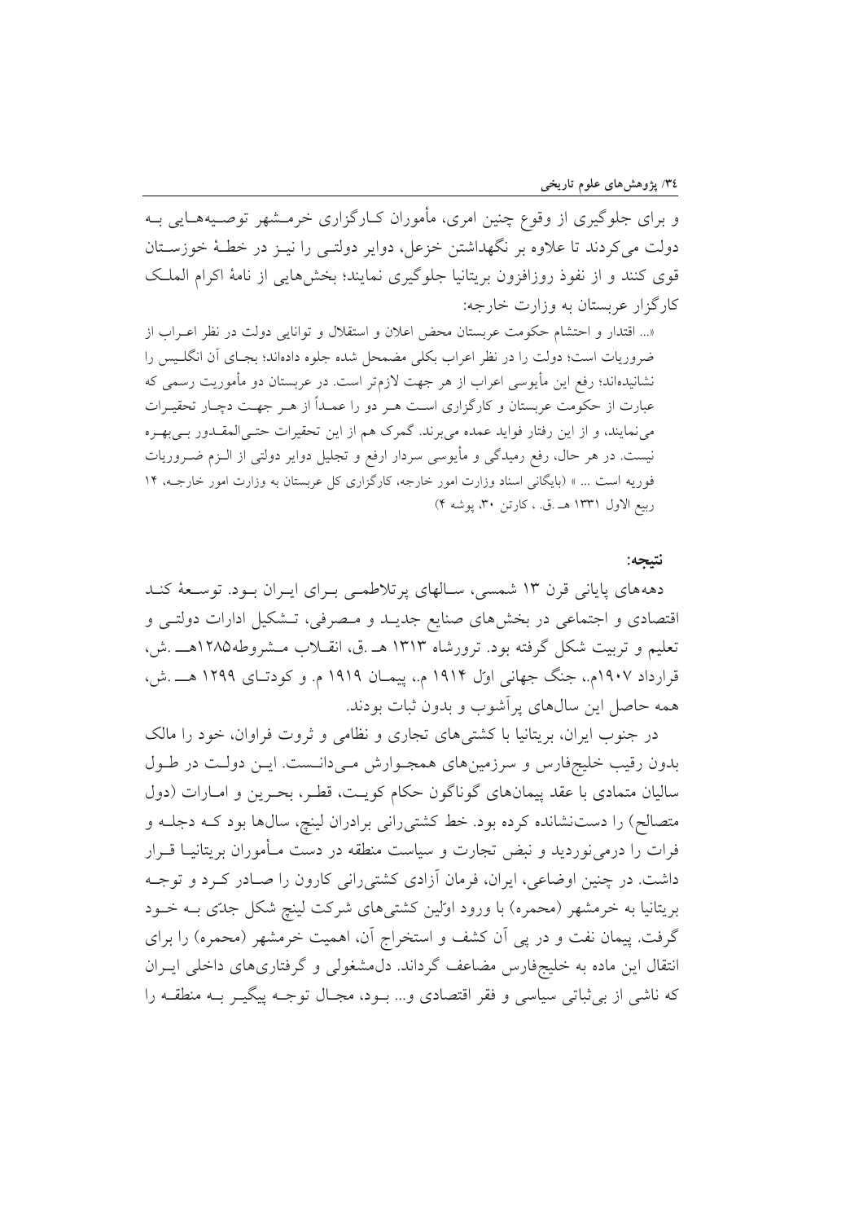و برای جلوگیری از وقوع چنین امری، مأموران کارگزاری خرمشهر توصیه‌هایی به دولت می‌کردند تا علاوه بر نگهداشتن خزعل، دوایر دولتی را نیز در خطهٔ خوزستان قوی کنند و از نفوذ روزافزون بریتانیا جلوگیری نمایند؛ بخش‌هایی از نامهٔ اکرام الملک کارگزار عربستان به وزارت خارجه:

«... اقتدار و احتشام حکومت عربستان محض اعلان و استقلال و توانایی دولت در نظر اعراب از ضروریات است؛ دولت را در نظر اعراب بکلی مضمحل شده جلوه داده‌اند؛ بجای آن انگلیس را نشانیده‌اند؛ رفع این مأیوسی اعراب از هر جهت لازم‌تر است. در عربستان دو مأموریت رسمی که عبارت از حکومت عربستان و کارگزاری است هر دو را عمداً از هر جهت دچار تحقیرات می‌نمایند، و از این رفتار فواید عمده می‌برند. گمرک هم از این تحقیرات حتی‌المقدور بی‌بهره نیست. در هر حال، رفع رمیدگی و مأیوسی سردار ارفع و تجلیل دوایر دولتی از الزم ضروریات فوریه است ... » (بایگانی اسناد وزارت امور خارجه، کارگزاری کل عربستان به وزارت امور خارجه، ۱۴ ربیع الاول ۱۳۳۱ هـ.ق. ، کارتن ۳۰، پوشه ۴)

**نتیجه:**

دهه‌های پایانی قرن ۱۳ شمسی، سالهای پرتلاطمی برای ایران بود. توسعهٔ کند اقتصادی و اجتماعی در بخش‌های صنایع جدید و مصرفی، تشکیل ادارات دولتی و تعلیم و تربیت شکل گرفته بود. ترورشاه ۱۳۱۳ هـ.ق، انقلاب مشروطه۱۲۸۵هـ.ش، قرارداد ۱۹۰۷م.، جنگ جهانی اوّل ۱۹۱۴ م.، پیمان ۱۹۱۹ م. و کودتای ۱۲۹۹ هـ.ش، همه حاصل این سال‌های پرآشوب و بدون ثبات بودند.

در جنوب ایران، بریتانیا با کشتی‌های تجاری و نظامی و ثروت فراوان، خود را مالک بدون رقیب خلیج‌فارس و سرزمین‌های همجوارش می‌دانست. این دولت در طول سالیان متمادی با عقد پیمان‌های گوناگون حکام کویت، قطر، بحرین و امارات (دول متصالح) را دست‌نشانده کرده بود. خط کشتی‌رانی برادران لینچ، سال‌ها بود که دجله و فرات را درمی‌نوردید و نبض تجارت و سیاست منطقه در دست مأموران بریتانیا قرار داشت. در چنین اوضاعی، ایران، فرمان آزادی کشتی‌رانی کارون را صادر کرد و توجه بریتانیا به خرمشهر (محمره) با ورود اوّلین کشتی‌های شرکت لینچ شکل جدّی به خود گرفت. پیمان نفت و در پی آن کشف و استخراج آن، اهمیت خرمشهر (محمره) را برای انتقال این ماده به خلیج‌فارس مضاعف گرداند. دل‌مشغولی و گرفتاری‌های داخلی ایران که ناشی از بی‌ثباتی سیاسی و فقر اقتصادی و... بود، مجال توجه پیگیر به منطقه را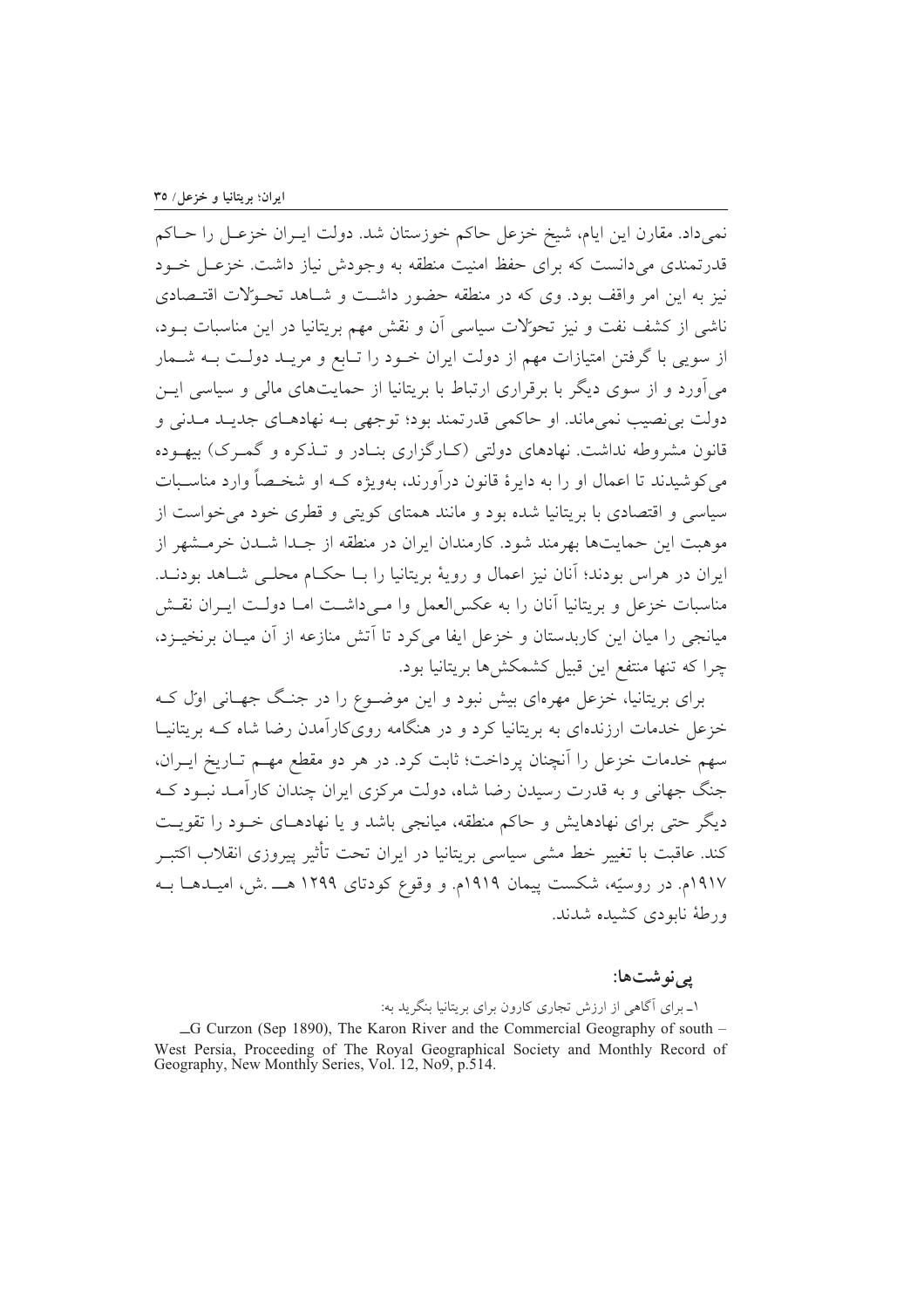نمی‌داد. مقارن این ایام، شیخ خزعل حاکم خوزستان شد. دولت ایـران خزعـل را حـاکم قدرتمندی می‌دانست که برای حفظ امنیت منطقه به وجودش نیاز داشت. خزعـل خـود نیز به این امر واقف بود. وی که در منطقه حضور داشـت و شـاهد تحـوّلات اقتـصادی ناشی از کشف نفت و نیز تحوّلات سیاسی آن و نقش مهم بریتانیا در این مناسبات بـود، از سویی با گرفتن امتیازات مهم از دولت ایران خـود را تـابع و مریـد دولـت بـه شـمار می‌آورد و از سوی دیگر با برقراری ارتباط با بریتانیا از حمایت‌های مالی و سیاسی ایـن دولت بی‌نصیب نمی‌ماند. او حاکمی قدرتمند بود؛ توجهی بـه نهادهـای جدیـد مـدنی و قانون مشروطه نداشت. نهادهای دولتی (کـارگزاری بنـادر و تـذکره و گمـرک) بیهـوده می‌کوشیدند تا اعمال او را به دایرهٔ قانون درآورند، به‌ویژه کـه او شخـصاً وارد مناسـبات سیاسی و اقتصادی با بریتانیا شده بود و مانند همتای کویتی و قطری خود می‌خواست از موهبت این حمایت‌ها بهرمند شود. کارمندان ایران در منطقه از جـدا شـدن خرمـشهر از ایران در هراس بودند؛ آنان نیز اعمال و رویهٔ بریتانیا را بـا حکـام محلـی شـاهد بودنـد. مناسبات خزعل و بریتانیا آنان را به عکس‌العمل وا مـی‌داشـت امـا دولـت ایـران نقـش میانجی را میان این کاربدستان و خزعل ایفا می‌کرد تا آتش منازعه از آن میـان برنخیـزد، چرا که تنها منتفع این قبیل کشمکش‌ها بریتانیا بود.

برای بریتانیا، خزعل مهره‌ای بیش نبود و این موضـوع را در جنـگ جهـانی اوّل کـه خزعل خدمات ارزنده‌ای به بریتانیا کرد و در هنگامه روی‌کارآمدن رضا شاه کـه بریتانیـا سهم خدمات خزعل را آنچنان پرداخت؛ ثابت کرد. در هر دو مقطع مهـم تـاریخ ایـران، جنگ جهانی و به قدرت رسیدن رضا شاه، دولت مرکزی ایران چندان کارآمـد نبـود کـه دیگر حتی برای نهادهایش و حاکم منطقه، میانجی باشد و یا نهادهـای خـود را تقویـت کند. عاقبت با تغییر خط مشی سیاسی بریتانیا در ایران تحت تأثیر پیروزی انقلاب اکتبـر ۱۹۱۷م. در روسیّه، شکست پیمان ۱۹۱۹م. و وقوع کودتای ۱۲۹۹ هــ .ش، امیـدهـا بـه ورطهٔ نابودی کشیده شدند.

## پی‌نوشت‌ها:

۱ـ برای آگاهی از ارزش تجاری کارون برای بریتانیا بنگرید به:

ـG Curzon (Sep 1890), The Karon River and the Commercial Geography of south – West Persia, Proceeding of The Royal Geographical Society and Monthly Record of Geography, New Monthly Series, Vol. 12, No9, p.514.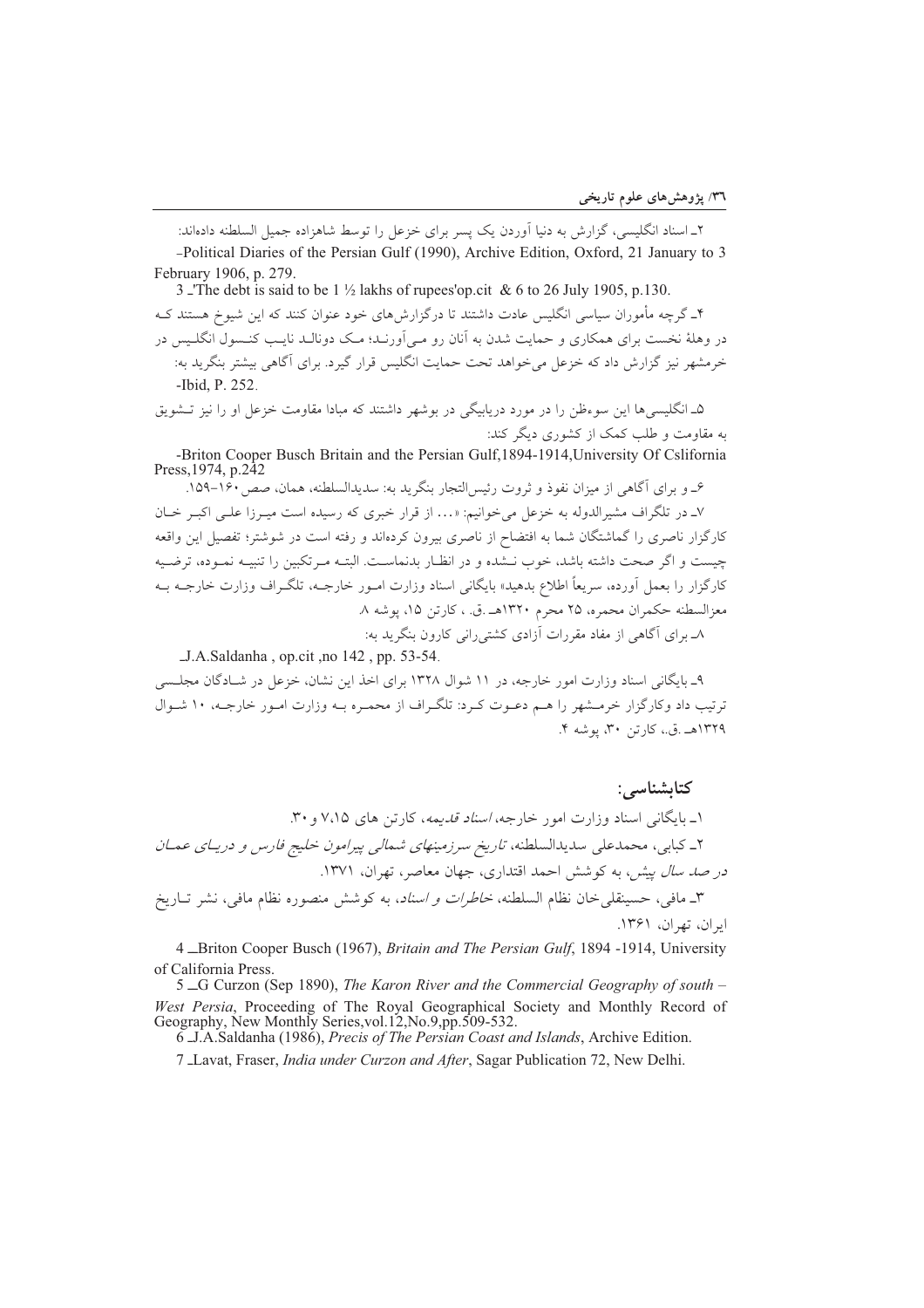۲ـ اسناد انگلیسی، گزارش به دنیا آوردن یک پسر برای خزعل را توسط شاهزاده جمیل السلطنه داده‌اند:

-Political Diaries of the Persian Gulf (1990), Archive Edition, Oxford, 21 January to 3 February 1906, p. 279.

3 _'The debt is said to be 1 ½ lakhs of rupees'op.cit & 6 to 26 July 1905, p.130.

۴ـ گرچه مأموران سیاسی انگلیس عادت داشتند تا درگزارش‌های خود عنوان کنند که این شیوخ هستند کـه در وهلهٔ نخست برای همکاری و حمایت شدن به آنان رو مـی‌آورنـد؛ مـک دونالـد نایـب کنـسول انگلـیس در خرمشهر نیز گزارش داد که خزعل می‌خواهد تحت حمایت انگلیس قرار گیرد. برای آگاهی بیشتر بنگرید به:

-Ibid, P. 252.

۵ـ انگلیسی‌ها این سوءظن را در مورد دریابیگی در بوشهر داشتند که مبادا مقاومت خزعل او را نیز تـشویق به مقاومت و طلب کمک از کشوری دیگر کند:

-Briton Cooper Busch Britain and the Persian Gulf,1894-1914,University Of Cslifornia Press,1974, p.242

۶ـ و برای آگاهی از میزان نفوذ و ثروت رئیس‌التجار بنگرید به: سدیدالسلطنه، همان، صص ۱۶۰-۱۵۹.

۷ـ در تلگراف مشیرالدوله به خزعل می‌خوانیم: «... از قرار خبری که رسیده است میـرزا علـی اکبـر خـان کارگزار ناصری را گماشتگان شما به افتضاح از ناصری بیرون کرده‌اند و رفته است در شوشتر؛ تفصیل این واقعه چیست و اگر صحت داشته باشد، خوب نـشده و در انظـار بدنماسـت. البتـه مـرتکبین را تنبیـه نمـوده، ترضـیه کارگزار را بعمل آورده، سریعاً اطلاع بدهید» بایگانی اسناد وزارت امـور خارجـه، تلگـراف وزارت خارجـه بـه معزالسطنه حکمران محمره، ۲۵ محرم ۱۳۲۰هـ .ق. ، کارتن ۱۵، پوشه ۸.

۸ـ برای آگاهی از مفاد مقررات آزادی کشتی‌رانی کارون بنگرید به:

_J.A.Saldanha , op.cit ,no 142 , pp. 53-54.

۹ـ بایگانی اسناد وزارت امور خارجه، در ۱۱ شوال ۱۳۲۸ برای اخذ این نشان، خزعل در شـادگان مجلـسی ترتیب داد وکارگزار خرمـشهر را هـم دعـوت کـرد: تلگـراف از محمـره بـه وزارت امـور خارجـه، ۱۰ شـوال ۱۳۲۹هـ .ق.، کارتن ۳۰، پوشه ۴.

## کتابشناسی:

۱ـ بایگانی اسناد وزارت امور خارجه، *اسناد قدیمه*، کارتن های ۷،۱۵ و ۳۰.

۲ـ کبابی، محمدعلی سدیدالسلطنه، *تاریخ سرزمینهای شمالی پیرامون خلیج فارس و دریـای عمـان در صد سال پیش*، به کوشش احمد اقتداری، جهان معاصر، تهران، ۱۳۷۱.

۳ـ مافی، حسینقلی‌خان نظام السلطنه، *خاطرات و اسناد*، به کوشش منصوره نظام مافی، نشر تـاریخ ایران، تهران، ۱۳۶۱.

4 _Briton Cooper Busch (1967), *Britain and The Persian Gulf*, 1894 -1914, University of California Press.

5 _G Curzon (Sep 1890), *The Karon River and the Commercial Geography of south – West Persia*, Proceeding of The Royal Geographical Society and Monthly Record of Geography, New Monthly Series,vol.12,No.9,pp.509-532.

6 _J.A.Saldanha (1986), *Precis of The Persian Coast and Islands*, Archive Edition.

7 _Lavat, Fraser, *India under Curzon and After*, Sagar Publication 72, New Delhi.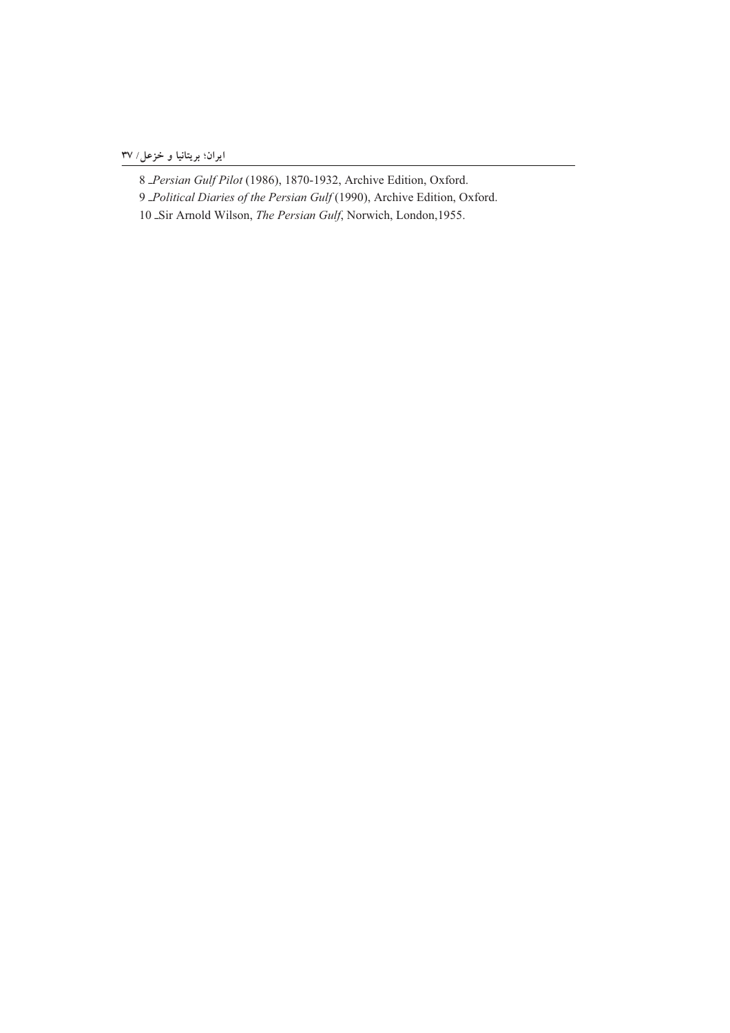8 _*Persian Gulf Pilot* (1986), 1870-1932, Archive Edition, Oxford.

9 _*Political Diaries of the Persian Gulf* (1990), Archive Edition, Oxford.

10 _Sir Arnold Wilson, *The Persian Gulf*, Norwich, London,1955.